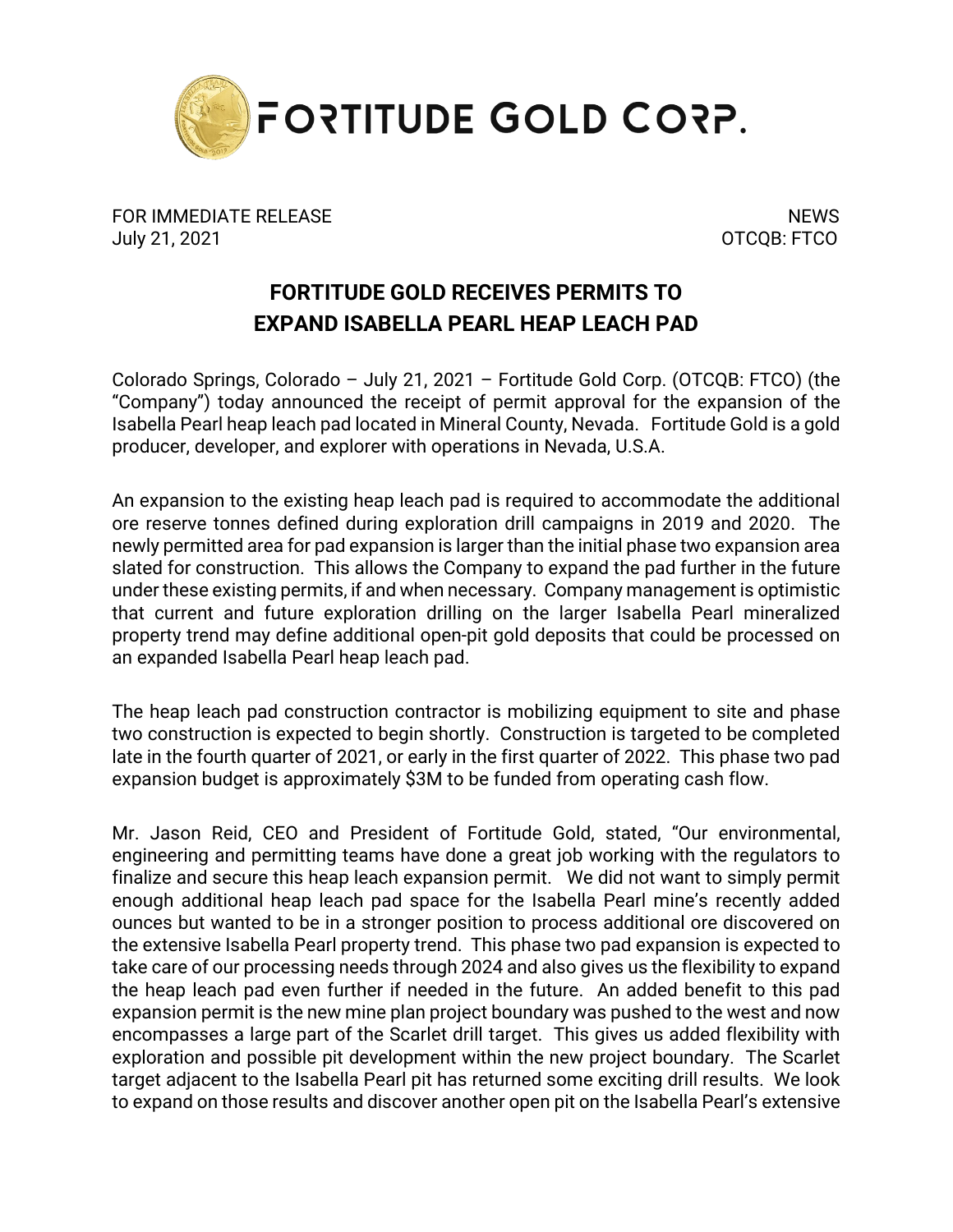# FORTITUDE GOLD CORP.

FOR IMMEDIATE RELEASE
July 21, 2021

NEWS
OTCQB: FTCO

## FORTITUDE GOLD RECEIVES PERMITS TO EXPAND ISABELLA PEARL HEAP LEACH PAD

Colorado Springs, Colorado – July 21, 2021 – Fortitude Gold Corp. (OTCQB: FTCO) (the "Company") today announced the receipt of permit approval for the expansion of the Isabella Pearl heap leach pad located in Mineral County, Nevada. Fortitude Gold is a gold producer, developer, and explorer with operations in Nevada, U.S.A.

An expansion to the existing heap leach pad is required to accommodate the additional ore reserve tonnes defined during exploration drill campaigns in 2019 and 2020. The newly permitted area for pad expansion is larger than the initial phase two expansion area slated for construction. This allows the Company to expand the pad further in the future under these existing permits, if and when necessary. Company management is optimistic that current and future exploration drilling on the larger Isabella Pearl mineralized property trend may define additional open-pit gold deposits that could be processed on an expanded Isabella Pearl heap leach pad.

The heap leach pad construction contractor is mobilizing equipment to site and phase two construction is expected to begin shortly. Construction is targeted to be completed late in the fourth quarter of 2021, or early in the first quarter of 2022. This phase two pad expansion budget is approximately $3M to be funded from operating cash flow.

Mr. Jason Reid, CEO and President of Fortitude Gold, stated, "Our environmental, engineering and permitting teams have done a great job working with the regulators to finalize and secure this heap leach expansion permit. We did not want to simply permit enough additional heap leach pad space for the Isabella Pearl mine's recently added ounces but wanted to be in a stronger position to process additional ore discovered on the extensive Isabella Pearl property trend. This phase two pad expansion is expected to take care of our processing needs through 2024 and also gives us the flexibility to expand the heap leach pad even further if needed in the future. An added benefit to this pad expansion permit is the new mine plan project boundary was pushed to the west and now encompasses a large part of the Scarlet drill target. This gives us added flexibility with exploration and possible pit development within the new project boundary. The Scarlet target adjacent to the Isabella Pearl pit has returned some exciting drill results. We look to expand on those results and discover another open pit on the Isabella Pearl's extensive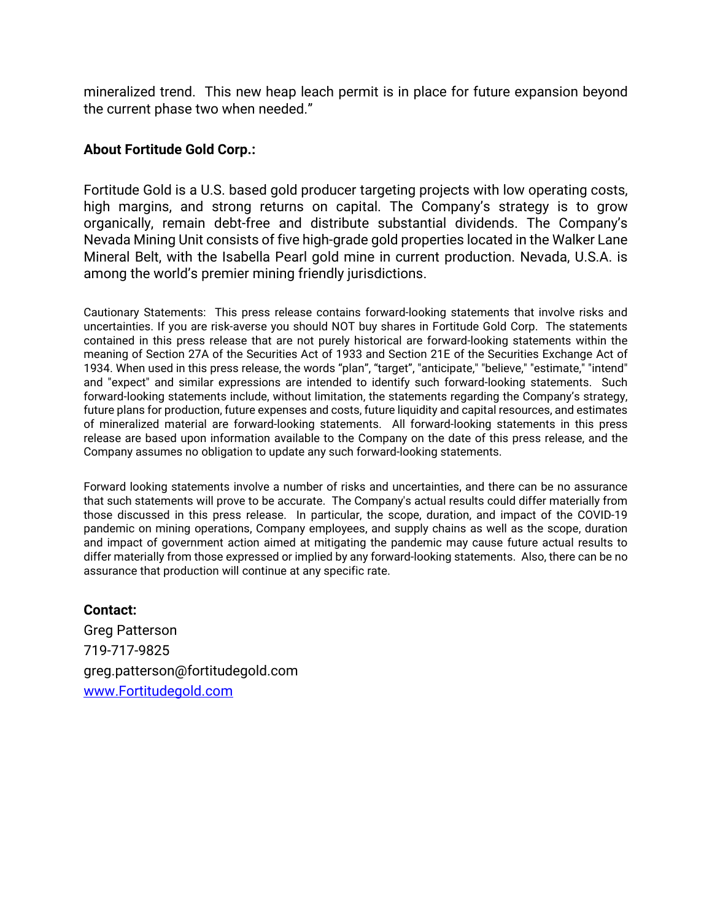mineralized trend. This new heap leach permit is in place for future expansion beyond the current phase two when needed."

**About Fortitude Gold Corp.:**

Fortitude Gold is a U.S. based gold producer targeting projects with low operating costs, high margins, and strong returns on capital. The Company's strategy is to grow organically, remain debt-free and distribute substantial dividends. The Company's Nevada Mining Unit consists of five high-grade gold properties located in the Walker Lane Mineral Belt, with the Isabella Pearl gold mine in current production. Nevada, U.S.A. is among the world's premier mining friendly jurisdictions.

Cautionary Statements: This press release contains forward-looking statements that involve risks and uncertainties. If you are risk-averse you should NOT buy shares in Fortitude Gold Corp. The statements contained in this press release that are not purely historical are forward-looking statements within the meaning of Section 27A of the Securities Act of 1933 and Section 21E of the Securities Exchange Act of 1934. When used in this press release, the words "plan", "target", "anticipate," "believe," "estimate," "intend" and "expect" and similar expressions are intended to identify such forward-looking statements. Such forward-looking statements include, without limitation, the statements regarding the Company's strategy, future plans for production, future expenses and costs, future liquidity and capital resources, and estimates of mineralized material are forward-looking statements. All forward-looking statements in this press release are based upon information available to the Company on the date of this press release, and the Company assumes no obligation to update any such forward-looking statements.

Forward looking statements involve a number of risks and uncertainties, and there can be no assurance that such statements will prove to be accurate. The Company's actual results could differ materially from those discussed in this press release. In particular, the scope, duration, and impact of the COVID-19 pandemic on mining operations, Company employees, and supply chains as well as the scope, duration and impact of government action aimed at mitigating the pandemic may cause future actual results to differ materially from those expressed or implied by any forward-looking statements. Also, there can be no assurance that production will continue at any specific rate.

**Contact:**

Greg Patterson
719-717-9825
greg.patterson@fortitudegold.com
[www.Fortitudegold.com](http://www.Fortitudegold.com)